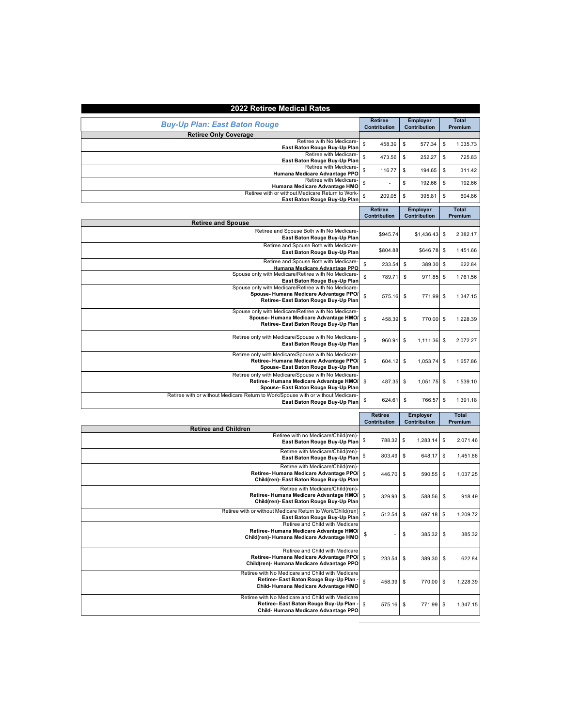# 2022 Retiree Medical Rates

## Buy-Up Plan: East Baton Rouge

| Retiree Only Coverage | Retiree Contribution | Employer Contribution | Total Premium |
|---|---|---|---|
| Retiree with No Medicare- **East Baton Rouge Buy-Up Plan** | $ 458.39 | $ 577.34 | $ 1,035.73 |
| Retiree with Medicare- **East Baton Rouge Buy-Up Plan** | $ 473.56 | $ 252.27 | $ 725.83 |
| Retiree with Medicare- **Humana Medicare Advantage PPO** | $ 116.77 | $ 194.65 | $ 311.42 |
| Retiree with Medicare- **Humana Medicare Advantage HMO** | $ - | $ 192.66 | $ 192.66 |
| Retiree with or without Medicare Return to Work- **East Baton Rouge Buy-Up Plan** | $ 209.05 | $ 395.81 | $ 604.86 |

| Retiree and Spouse | Retiree Contribution | Employer Contribution | Total Premium |
|---|---|---|---|
| Retiree and Spouse Both with No Medicare- **East Baton Rouge Buy-Up Plan** | $945.74 | $1,436.43 | $ 2,382.17 |
| Retiree and Spouse Both with Medicare- **East Baton Rouge Buy-Up Plan** | $804.88 | $646.78 | $ 1,451.66 |
| Retiree and Spouse Both with Medicare- **Humana Medicare Advantage PPO** | $ 233.54 | $ 389.30 | $ 622.84 |
| Spouse only with Medicare/Retiree with No Medicare- **East Baton Rouge Buy-Up Plan** | $ 789.71 | $ 971.85 | $ 1,761.56 |
| Spouse only with Medicare/Retiree with No Medicare- **Spouse- Humana Medicare Advantage PPO/ Retiree- East Baton Rouge Buy-Up Plan** | $ 575.16 | $ 771.99 | $ 1,347.15 |
| Spouse only with Medicare/Retiree with No Medicare- **Spouse- Humana Medicare Advantage HMO/ Retiree- East Baton Rouge Buy-Up Plan** | $ 458.39 | $ 770.00 | $ 1,228.39 |
| Retiree only with Medicare/Spouse with No Medicare- **East Baton Rouge Buy-Up Plan** | $ 960.91 | $ 1,111.36 | $ 2,072.27 |
| Retiree only with Medicare/Spouse with No Medicare- **Retiree- Humana Medicare Advantage PPO/ Spouse- East Baton Rouge Buy-Up Plan** | $ 604.12 | $ 1,053.74 | $ 1,657.86 |
| Retiree only with Medicare/Spouse with No Medicare- **Retiree- Humana Medicare Advantage HMO/ Spouse- East Baton Rouge Buy-Up Plan** | $ 487.35 | $ 1,051.75 | $ 1,539.10 |
| Retiree with or without Medicare Return to Work/Spouse with or without Medicare- **East Baton Rouge Buy-Up Plan** | $ 624.61 | $ 766.57 | $ 1,391.18 |

| Retiree and Children | Retiree Contribution | Employer Contribution | Total Premium |
|---|---|---|---|
| Retiree with no Medicare/Child(ren)- **East Baton Rouge Buy-Up Plan** | $ 788.32 | $ 1,283.14 | $ 2,071.46 |
| Retiree with Medicare/Child(ren)- **East Baton Rouge Buy-Up Plan** | $ 803.49 | $ 648.17 | $ 1,451.66 |
| Retiree with Medicare/Child(ren)- **Retiree- Humana Medicare Advantage PPO/ Child(ren)- East Baton Rouge Buy-Up Plan** | $ 446.70 | $ 590.55 | $ 1,037.25 |
| Retiree with Medicare/Child(ren)- **Retiree- Humana Medicare Advantage HMO/ Child(ren)- East Baton Rouge Buy-Up Plan** | $ 329.93 | $ 588.56 | $ 918.49 |
| Retiree with or without Medicare Return to Work/Child(ren) **East Baton Rouge Buy-Up Plan** | $ 512.54 | $ 697.18 | $ 1,209.72 |
| Retiree and Child with Medicare **Retiree- Humana Medicare Advantage HMO/ Child(ren)- Humana Medicare Advantage HMO** | $ - | $ 385.32 | $ 385.32 |
| Retiree and Child with Medicare **Retiree- Humana Medicare Advantage PPO/ Child(ren)- Humana Medicare Advantage PPO** | $ 233.54 | $ 389.30 | $ 622.84 |
| Retiree with No Medicare and Child with Medicare **Retiree- East Baton Rouge Buy-Up Plan - Child- Humana Medicare Advantage HMO** | $ 458.39 | $ 770.00 | $ 1,228.39 |
| Retiree with No Medicare and Child with Medicare **Retiree- East Baton Rouge Buy-Up Plan - Child- Humana Medicare Advantage PPO** | $ 575.16 | $ 771.99 | $ 1,347.15 |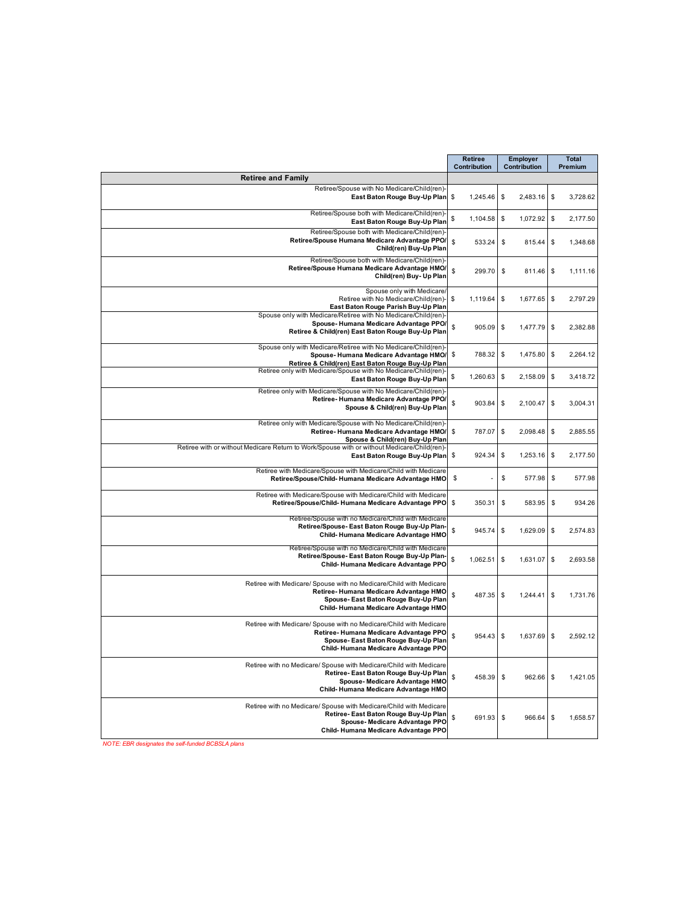| | Retiree Contribution | Employer Contribution | Total Premium |
|---|---|---|---|
| **Retiree and Family** | | | |
| Retiree/Spouse with No Medicare/Child(ren)- **East Baton Rouge Buy-Up Plan** | $ 1,245.46 | $ 2,483.16 | $ 3,728.62 |
| Retiree/Spouse both with Medicare/Child(ren)- **East Baton Rouge Buy-Up Plan** | $ 1,104.58 | $ 1,072.92 | $ 2,177.50 |
| Retiree/Spouse both with Medicare/Child(ren)- **Retiree/Spouse Humana Medicare Advantage PPO/ Child(ren) Buy-Up Plan** | $ 533.24 | $ 815.44 | $ 1,348.68 |
| Retiree/Spouse both with Medicare/Child(ren)- **Retiree/Spouse Humana Medicare Advantage HMO/ Child(ren) Buy- Up Plan** | $ 299.70 | $ 811.46 | $ 1,111.16 |
| Spouse only with Medicare/ Retiree with No Medicare/Child(ren)- **East Baton Rouge Parish Buy-Up Plan** | $ 1,119.64 | $ 1,677.65 | $ 2,797.29 |
| Spouse only with Medicare/Retiree with No Medicare/Child(ren)- **Spouse- Humana Medicare Advantage PPO/ Retiree & Child(ren) East Baton Rouge Buy-Up Plan** | $ 905.09 | $ 1,477.79 | $ 2,382.88 |
| Spouse only with Medicare/Retiree with No Medicare/Child(ren)- **Spouse- Humana Medicare Advantage HMO/ Retiree & Child(ren) East Baton Rouge Buy-Up Plan** | $ 788.32 | $ 1,475.80 | $ 2,264.12 |
| Retiree only with Medicare/Spouse with No Medicare/Child(ren)- **East Baton Rouge Buy-Up Plan** | $ 1,260.63 | $ 2,158.09 | $ 3,418.72 |
| Retiree only with Medicare/Spouse with No Medicare/Child(ren)- **Retiree- Humana Medicare Advantage PPO/ Spouse & Child(ren) Buy-Up Plan** | $ 903.84 | $ 2,100.47 | $ 3,004.31 |
| Retiree only with Medicare/Spouse with No Medicare/Child(ren)- **Retiree- Humana Medicare Advantage HMO/ Spouse & Child(ren) Buy-Up Plan** | $ 787.07 | $ 2,098.48 | $ 2,885.55 |
| Retiree with or without Medicare Return to Work/Spouse with or without Medicare/Child(ren)- **East Baton Rouge Buy-Up Plan** | $ 924.34 | $ 1,253.16 | $ 2,177.50 |
| Retiree with Medicare/Spouse with Medicare/Child with Medicare **Retiree/Spouse/Child- Humana Medicare Advantage HMO** | $ - | $ 577.98 | $ 577.98 |
| Retiree with Medicare/Spouse with Medicare/Child with Medicare **Retiree/Spouse/Child- Humana Medicare Advantage PPO** | $ 350.31 | $ 583.95 | $ 934.26 |
| Retiree/Spouse with no Medicare/Child with Medicare **Retiree/Spouse- East Baton Rouge Buy-Up Plan- Child- Humana Medicare Advantage HMO** | $ 945.74 | $ 1,629.09 | $ 2,574.83 |
| Retiree/Spouse with no Medicare/Child with Medicare **Retiree/Spouse- East Baton Rouge Buy-Up Plan- Child- Humana Medicare Advantage PPO** | $ 1,062.51 | $ 1,631.07 | $ 2,693.58 |
| Retiree with Medicare/ Spouse with no Medicare/Child with Medicare **Retiree- Humana Medicare Advantage HMO Spouse- East Baton Rouge Buy-Up Plan Child- Humana Medicare Advantage HMO** | $ 487.35 | $ 1,244.41 | $ 1,731.76 |
| Retiree with Medicare/ Spouse with no Medicare/Child with Medicare **Retiree- Humana Medicare Advantage PPO Spouse- East Baton Rouge Buy-Up Plan Child- Humana Medicare Advantage PPO** | $ 954.43 | $ 1,637.69 | $ 2,592.12 |
| Retiree with no Medicare/ Spouse with Medicare/Child with Medicare **Retiree- East Baton Rouge Buy-Up Plan Spouse- Medicare Advantage HMO Child- Humana Medicare Advantage HMO** | $ 458.39 | $ 962.66 | $ 1,421.05 |
| Retiree with no Medicare/ Spouse with Medicare/Child with Medicare **Retiree- East Baton Rouge Buy-Up Plan Spouse- Medicare Advantage PPO Child- Humana Medicare Advantage PPO** | $ 691.93 | $ 966.64 | $ 1,658.57 |

*NOTE: EBR designates the self-funded BCBSLA plans*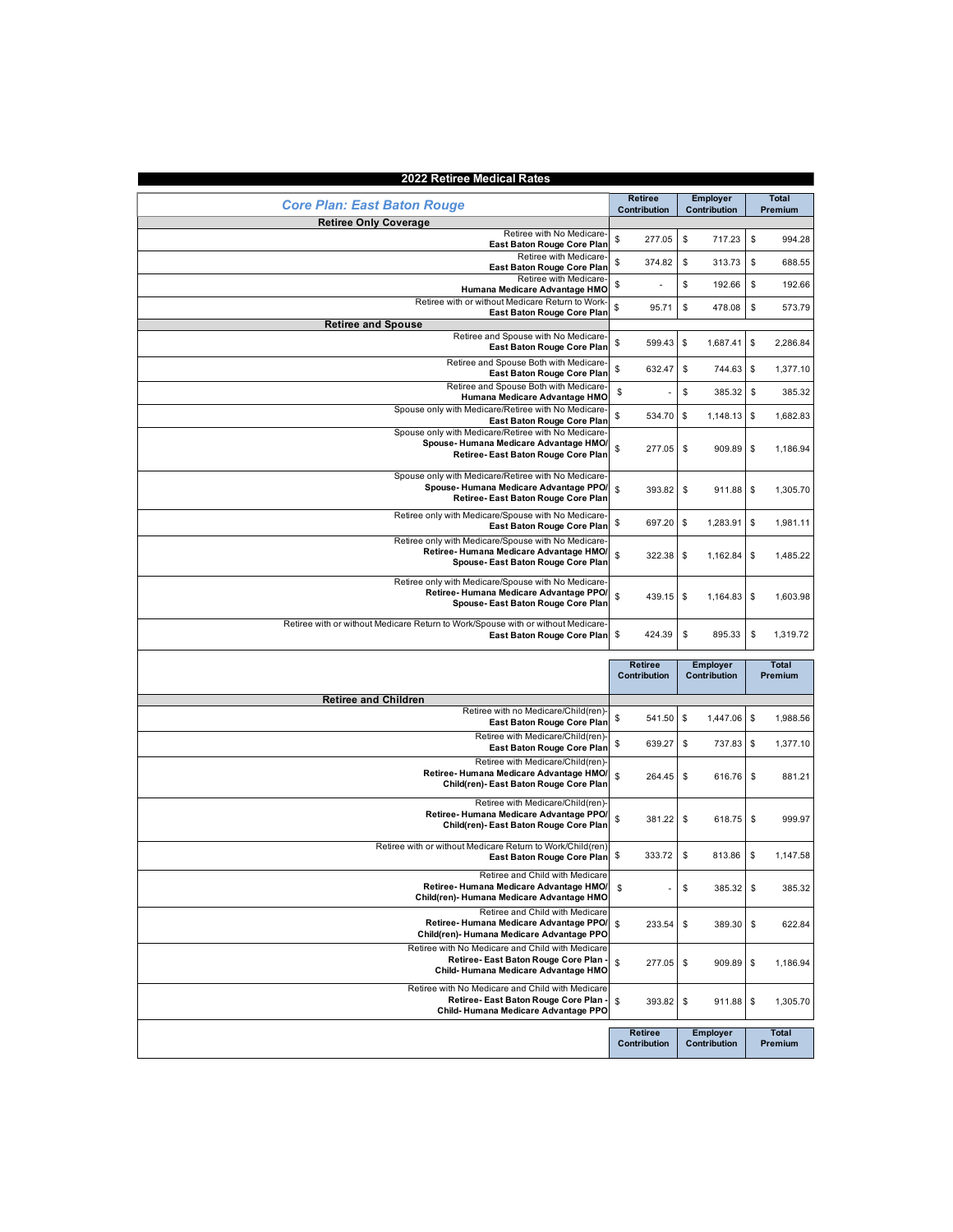# 2022 Retiree Medical Rates

| *Core Plan: East Baton Rouge* | Retiree Contribution | Employer Contribution | Total Premium |
|---|---|---|---|
| **Retiree Only Coverage** | | | |
| Retiree with No Medicare- **East Baton Rouge Core Plan** | $ 277.05 | $ 717.23 | $ 994.28 |
| Retiree with Medicare- **East Baton Rouge Core Plan** | $ 374.82 | $ 313.73 | $ 688.55 |
| Retiree with Medicare- **Humana Medicare Advantage HMO** | $ - | $ 192.66 | $ 192.66 |
| Retiree with or without Medicare Return to Work- **East Baton Rouge Core Plan** | $ 95.71 | $ 478.08 | $ 573.79 |
| **Retiree and Spouse** | | | |
| Retiree and Spouse with No Medicare- **East Baton Rouge Core Plan** | $ 599.43 | $ 1,687.41 | $ 2,286.84 |
| Retiree and Spouse Both with Medicare- **East Baton Rouge Core Plan** | $ 632.47 | $ 744.63 | $ 1,377.10 |
| Retiree and Spouse Both with Medicare- **Humana Medicare Advantage HMO** | $ - | $ 385.32 | $ 385.32 |
| Spouse only with Medicare/Retiree with No Medicare- **East Baton Rouge Core Plan** | $ 534.70 | $ 1,148.13 | $ 1,682.83 |
| Spouse only with Medicare/Retiree with No Medicare- **Spouse- Humana Medicare Advantage HMO/ Retiree- East Baton Rouge Core Plan** | $ 277.05 | $ 909.89 | $ 1,186.94 |
| Spouse only with Medicare/Retiree with No Medicare- **Spouse- Humana Medicare Advantage PPO/ Retiree- East Baton Rouge Core Plan** | $ 393.82 | $ 911.88 | $ 1,305.70 |
| Retiree only with Medicare/Spouse with No Medicare- **East Baton Rouge Core Plan** | $ 697.20 | $ 1,283.91 | $ 1,981.11 |
| Retiree only with Medicare/Spouse with No Medicare- **Retiree- Humana Medicare Advantage HMO/ Spouse- East Baton Rouge Core Plan** | $ 322.38 | $ 1,162.84 | $ 1,485.22 |
| Retiree only with Medicare/Spouse with No Medicare- **Retiree- Humana Medicare Advantage PPO/ Spouse- East Baton Rouge Core Plan** | $ 439.15 | $ 1,164.83 | $ 1,603.98 |
| Retiree with or without Medicare Return to Work/Spouse with or without Medicare- **East Baton Rouge Core Plan** | $ 424.39 | $ 895.33 | $ 1,319.72 |

| | Retiree Contribution | Employer Contribution | Total Premium |
|---|---|---|---|
| **Retiree and Children** | | | |
| Retiree with no Medicare/Child(ren)- **East Baton Rouge Core Plan** | $ 541.50 | $ 1,447.06 | $ 1,988.56 |
| Retiree with Medicare/Child(ren)- **East Baton Rouge Core Plan** | $ 639.27 | $ 737.83 | $ 1,377.10 |
| Retiree with Medicare/Child(ren)- **Retiree- Humana Medicare Advantage HMO/ Child(ren)- East Baton Rouge Core Plan** | $ 264.45 | $ 616.76 | $ 881.21 |
| Retiree with Medicare/Child(ren)- **Retiree- Humana Medicare Advantage PPO/ Child(ren)- East Baton Rouge Core Plan** | $ 381.22 | $ 618.75 | $ 999.97 |
| Retiree with or without Medicare Return to Work/Child(ren) **East Baton Rouge Core Plan** | $ 333.72 | $ 813.86 | $ 1,147.58 |
| Retiree and Child with Medicare **Retiree- Humana Medicare Advantage HMO/ Child(ren)- Humana Medicare Advantage HMO** | $ - | $ 385.32 | $ 385.32 |
| Retiree and Child with Medicare **Retiree- Humana Medicare Advantage PPO/ Child(ren)- Humana Medicare Advantage PPO** | $ 233.54 | $ 389.30 | $ 622.84 |
| Retiree with No Medicare and Child with Medicare **Retiree- East Baton Rouge Core Plan - Child- Humana Medicare Advantage HMO** | $ 277.05 | $ 909.89 | $ 1,186.94 |
| Retiree with No Medicare and Child with Medicare **Retiree- East Baton Rouge Core Plan - Child- Humana Medicare Advantage PPO** | $ 393.82 | $ 911.88 | $ 1,305.70 |

| | Retiree Contribution | Employer Contribution | Total Premium |
|---|---|---|---|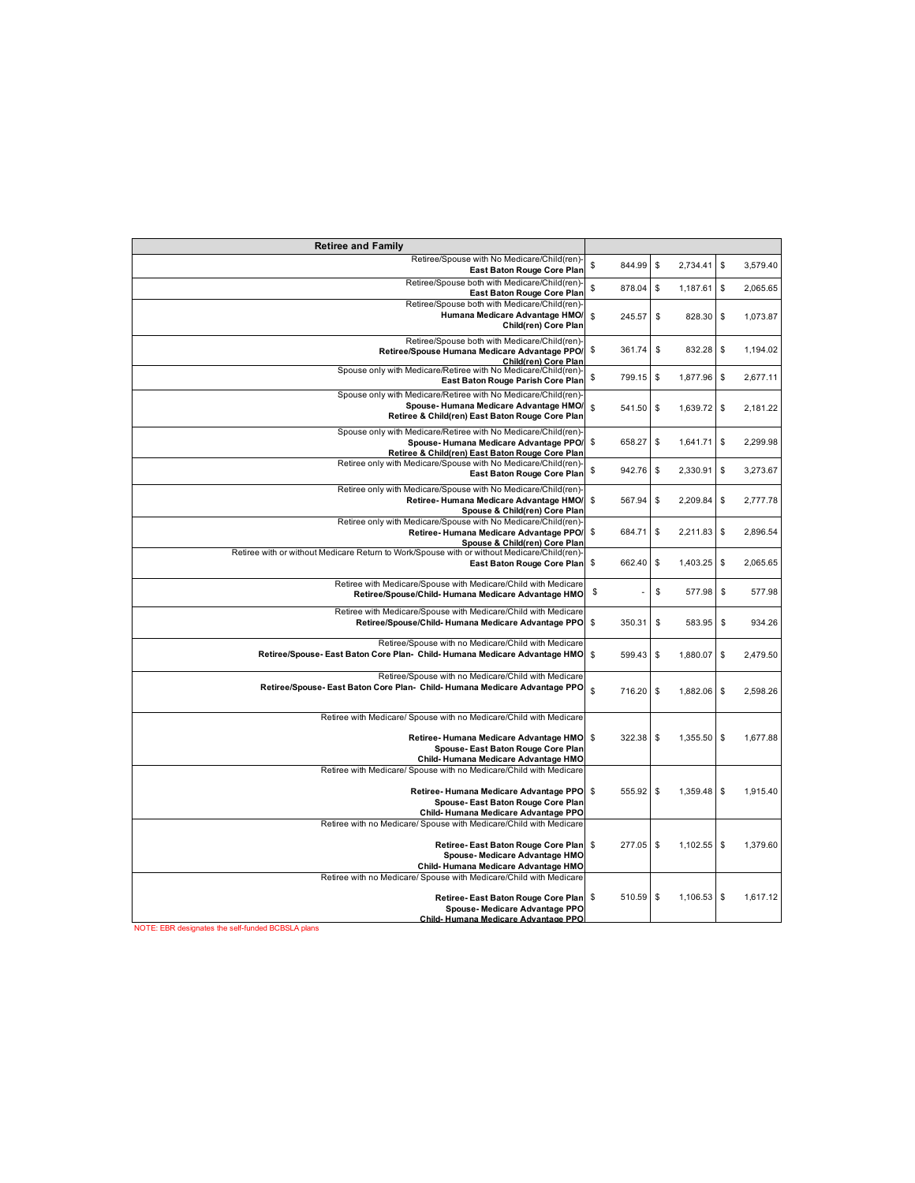| Retiree and Family | | | |
|---|---|---|---|
| Retiree/Spouse with No Medicare/Child(ren)- **East Baton Rouge Core Plan** | $ 844.99 | $ 2,734.41 | $ 3,579.40 |
| Retiree/Spouse both with Medicare/Child(ren)- **East Baton Rouge Core Plan** | $ 878.04 | $ 1,187.61 | $ 2,065.65 |
| Retiree/Spouse both with Medicare/Child(ren)- **Humana Medicare Advantage HMO/ Child(ren) Core Plan** | $ 245.57 | $ 828.30 | $ 1,073.87 |
| Retiree/Spouse both with Medicare/Child(ren)- **Retiree/Spouse Humana Medicare Advantage PPO/ Child(ren) Core Plan** | $ 361.74 | $ 832.28 | $ 1,194.02 |
| Spouse only with Medicare/Retiree with No Medicare/Child(ren)- **East Baton Rouge Parish Core Plan** | $ 799.15 | $ 1,877.96 | $ 2,677.11 |
| Spouse only with Medicare/Retiree with No Medicare/Child(ren)- **Spouse- Humana Medicare Advantage HMO/ Retiree & Child(ren) East Baton Rouge Core Plan** | $ 541.50 | $ 1,639.72 | $ 2,181.22 |
| Spouse only with Medicare/Retiree with No Medicare/Child(ren)- **Spouse- Humana Medicare Advantage PPO/ Retiree & Child(ren) East Baton Rouge Core Plan** | $ 658.27 | $ 1,641.71 | $ 2,299.98 |
| Retiree only with Medicare/Spouse with No Medicare/Child(ren)- **East Baton Rouge Core Plan** | $ 942.76 | $ 2,330.91 | $ 3,273.67 |
| Retiree only with Medicare/Spouse with No Medicare/Child(ren)- **Retiree- Humana Medicare Advantage HMO/ Spouse & Child(ren) Core Plan** | $ 567.94 | $ 2,209.84 | $ 2,777.78 |
| Retiree only with Medicare/Spouse with No Medicare/Child(ren)- **Retiree- Humana Medicare Advantage PPO/ Spouse & Child(ren) Core Plan** | $ 684.71 | $ 2,211.83 | $ 2,896.54 |
| Retiree with or without Medicare Return to Work/Spouse with or without Medicare/Child(ren)- **East Baton Rouge Core Plan** | $ 662.40 | $ 1,403.25 | $ 2,065.65 |
| Retiree with Medicare/Spouse with Medicare/Child with Medicare **Retiree/Spouse/Child- Humana Medicare Advantage HMO** | $ - | $ 577.98 | $ 577.98 |
| Retiree with Medicare/Spouse with Medicare/Child with Medicare **Retiree/Spouse/Child- Humana Medicare Advantage PPO** | $ 350.31 | $ 583.95 | $ 934.26 |
| Retiree/Spouse with no Medicare/Child with Medicare **Retiree/Spouse- East Baton Core Plan- Child- Humana Medicare Advantage HMO** | $ 599.43 | $ 1,880.07 | $ 2,479.50 |
| Retiree/Spouse with no Medicare/Child with Medicare **Retiree/Spouse- East Baton Core Plan- Child- Humana Medicare Advantage PPO** | $ 716.20 | $ 1,882.06 | $ 2,598.26 |
| Retiree with Medicare/ Spouse with no Medicare/Child with Medicare **Retiree- Humana Medicare Advantage HMO Spouse- East Baton Rouge Core Plan Child- Humana Medicare Advantage HMO** | $ 322.38 | $ 1,355.50 | $ 1,677.88 |
| Retiree with Medicare/ Spouse with no Medicare/Child with Medicare **Retiree- Humana Medicare Advantage PPO Spouse- East Baton Rouge Core Plan Child- Humana Medicare Advantage PPO** | $ 555.92 | $ 1,359.48 | $ 1,915.40 |
| Retiree with no Medicare/ Spouse with Medicare/Child with Medicare **Retiree- East Baton Rouge Core Plan Spouse- Medicare Advantage HMO Child- Humana Medicare Advantage HMO** | $ 277.05 | $ 1,102.55 | $ 1,379.60 |
| Retiree with no Medicare/ Spouse with Medicare/Child with Medicare **Retiree- East Baton Rouge Core Plan Spouse- Medicare Advantage PPO Child- Humana Medicare Advantage PPO** | $ 510.59 | $ 1,106.53 | $ 1,617.12 |

NOTE: EBR designates the self-funded BCBSLA plans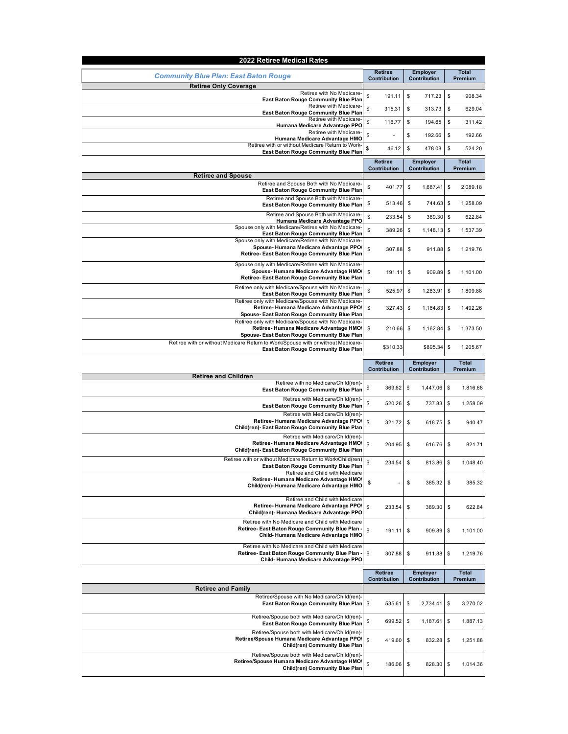# 2022 Retiree Medical Rates

| *Community Blue Plan: East Baton Rouge* | Retiree Contribution | Employer Contribution | Total Premium |
|---|---|---|---|
| **Retiree Only Coverage** | | | |
| Retiree with No Medicare- **East Baton Rouge Community Blue Plan** | $ 191.11 | $ 717.23 | $ 908.34 |
| Retiree with Medicare- **East Baton Rouge Community Blue Plan** | $ 315.31 | $ 313.73 | $ 629.04 |
| Retiree with Medicare- **Humana Medicare Advantage PPO** | $ 116.77 | $ 194.65 | $ 311.42 |
| Retiree with Medicare- **Humana Medicare Advantage HMO** | $ - | $ 192.66 | $ 192.66 |
| Retiree with or without Medicare Return to Work- **East Baton Rouge Community Blue Plan** | $ 46.12 | $ 478.08 | $ 524.20 |

| | Retiree Contribution | Employer Contribution | Total Premium |
|---|---|---|---|
| **Retiree and Spouse** | | | |
| Retiree and Spouse Both with No Medicare- **East Baton Rouge Community Blue Plan** | $ 401.77 | $ 1,687.41 | $ 2,089.18 |
| Retiree and Spouse Both with Medicare- **East Baton Rouge Community Blue Plan** | $ 513.46 | $ 744.63 | $ 1,258.09 |
| Retiree and Spouse Both with Medicare- **Humana Medicare Advantage PPO** | $ 233.54 | $ 389.30 | $ 622.84 |
| Spouse only with Medicare/Retiree with No Medicare- **East Baton Rouge Community Blue Plan** | $ 389.26 | $ 1,148.13 | $ 1,537.39 |
| Spouse only with Medicare/Retiree with No Medicare- **Spouse- Humana Medicare Advantage PPO/ Retiree- East Baton Rouge Community Blue Plan** | $ 307.88 | $ 911.88 | $ 1,219.76 |
| Spouse only with Medicare/Retiree with No Medicare- **Spouse- Humana Medicare Advantage HMO/ Retiree- East Baton Rouge Community Blue Plan** | $ 191.11 | $ 909.89 | $ 1,101.00 |
| Retiree only with Medicare/Spouse with No Medicare- **East Baton Rouge Community Blue Plan** | $ 525.97 | $ 1,283.91 | $ 1,809.88 |
| Retiree only with Medicare/Spouse with No Medicare- **Retiree- Humana Medicare Advantage PPO/ Spouse- East Baton Rouge Community Blue Plan** | $ 327.43 | $ 1,164.83 | $ 1,492.26 |
| Retiree only with Medicare/Spouse with No Medicare- **Retiree- Humana Medicare Advantage HMO/ Spouse- East Baton Rouge Community Blue Plan** | $ 210.66 | $ 1,162.84 | $ 1,373.50 |
| Retiree with or without Medicare Return to Work/Spouse with or without Medicare- **East Baton Rouge Community Blue Plan** | $310.33 | $895.34 | $ 1,205.67 |

| | Retiree Contribution | Employer Contribution | Total Premium |
|---|---|---|---|
| **Retiree and Children** | | | |
| Retiree with no Medicare/Child(ren)- **East Baton Rouge Community Blue Plan** | $ 369.62 | $ 1,447.06 | $ 1,816.68 |
| Retiree with Medicare/Child(ren)- **East Baton Rouge Community Blue Plan** | $ 520.26 | $ 737.83 | $ 1,258.09 |
| Retiree with Medicare/Child(ren)- **Retiree- Humana Medicare Advantage PPO/ Child(ren)- East Baton Rouge Community Blue Plan** | $ 321.72 | $ 618.75 | $ 940.47 |
| Retiree with Medicare/Child(ren)- **Retiree- Humana Medicare Advantage HMO/ Child(ren)- East Baton Rouge Community Blue Plan** | $ 204.95 | $ 616.76 | $ 821.71 |
| Retiree with or without Medicare Return to Work/Child(ren) **East Baton Rouge Community Blue Plan** | $ 234.54 | $ 813.86 | $ 1,048.40 |
| Retiree and Child with Medicare **Retiree- Humana Medicare Advantage HMO/ Child(ren)- Humana Medicare Advantage HMO** | $ - | $ 385.32 | $ 385.32 |
| Retiree and Child with Medicare **Retiree- Humana Medicare Advantage PPO/ Child(ren)- Humana Medicare Advantage PPO** | $ 233.54 | $ 389.30 | $ 622.84 |
| Retiree with No Medicare and Child with Medicare **Retiree- East Baton Rouge Community Blue Plan - Child- Humana Medicare Advantage HMO** | $ 191.11 | $ 909.89 | $ 1,101.00 |
| Retiree with No Medicare and Child with Medicare **Retiree- East Baton Rouge Community Blue Plan - Child- Humana Medicare Advantage PPO** | $ 307.88 | $ 911.88 | $ 1,219.76 |

| | Retiree Contribution | Employer Contribution | Total Premium |
|---|---|---|---|
| **Retiree and Family** | | | |
| Retiree/Spouse with No Medicare/Child(ren)- **East Baton Rouge Community Blue Plan** | $ 535.61 | $ 2,734.41 | $ 3,270.02 |
| Retiree/Spouse both with Medicare/Child(ren)- **East Baton Rouge Community Blue Plan** | $ 699.52 | $ 1,187.61 | $ 1,887.13 |
| Retiree/Spouse both with Medicare/Child(ren)- **Retiree/Spouse Humana Medicare Advantage PPO/ Child(ren) Community Blue Plan** | $ 419.60 | $ 832.28 | $ 1,251.88 |
| Retiree/Spouse both with Medicare/Child(ren)- **Retiree/Spouse Humana Medicare Advantage HMO/ Child(ren) Community Blue Plan** | $ 186.06 | $ 828.30 | $ 1,014.36 |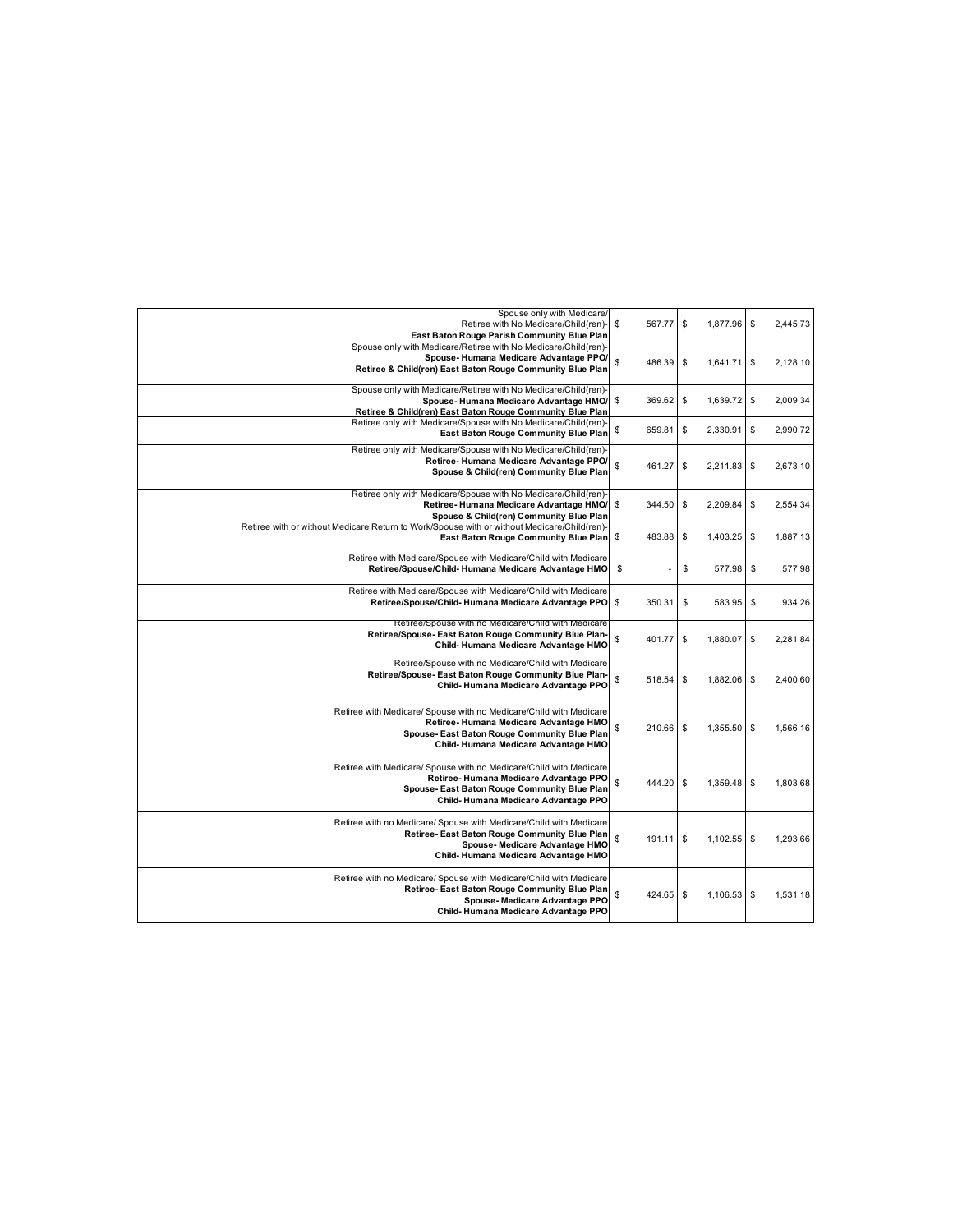| | | | |
|---|---|---|---|
| Spouse only with Medicare/ Retiree with No Medicare/Child(ren)- **East Baton Rouge Parish Community Blue Plan** | $ 567.77 | $ 1,877.96 | $ 2,445.73 |
| Spouse only with Medicare/Retiree with No Medicare/Child(ren)- **Spouse- Humana Medicare Advantage PPO/ Retiree & Child(ren) East Baton Rouge Community Blue Plan** | $ 486.39 | $ 1,641.71 | $ 2,128.10 |
| Spouse only with Medicare/Retiree with No Medicare/Child(ren)- **Spouse- Humana Medicare Advantage HMO/ Retiree & Child(ren) East Baton Rouge Community Blue Plan** | $ 369.62 | $ 1,639.72 | $ 2,009.34 |
| Retiree only with Medicare/Spouse with No Medicare/Child(ren)- **East Baton Rouge Community Blue Plan** | $ 659.81 | $ 2,330.91 | $ 2,990.72 |
| Retiree only with Medicare/Spouse with No Medicare/Child(ren)- **Retiree- Humana Medicare Advantage PPO/ Spouse & Child(ren) Community Blue Plan** | $ 461.27 | $ 2,211.83 | $ 2,673.10 |
| Retiree only with Medicare/Spouse with No Medicare/Child(ren)- **Retiree- Humana Medicare Advantage HMO/ Spouse & Child(ren) Community Blue Plan** | $ 344.50 | $ 2,209.84 | $ 2,554.34 |
| Retiree with or without Medicare Return to Work/Spouse with or without Medicare/Child(ren)- **East Baton Rouge Community Blue Plan** | $ 483.88 | $ 1,403.25 | $ 1,887.13 |
| Retiree with Medicare/Spouse with Medicare/Child with Medicare **Retiree/Spouse/Child- Humana Medicare Advantage HMO** | $ - | $ 577.98 | $ 577.98 |
| Retiree with Medicare/Spouse with Medicare/Child with Medicare **Retiree/Spouse/Child- Humana Medicare Advantage PPO** | $ 350.31 | $ 583.95 | $ 934.26 |
| Retiree/Spouse with no Medicare/Child with Medicare **Retiree/Spouse- East Baton Rouge Community Blue Plan- Child- Humana Medicare Advantage HMO** | $ 401.77 | $ 1,880.07 | $ 2,281.84 |
| Retiree/Spouse with no Medicare/Child with Medicare **Retiree/Spouse- East Baton Rouge Community Blue Plan- Child- Humana Medicare Advantage PPO** | $ 518.54 | $ 1,882.06 | $ 2,400.60 |
| Retiree with Medicare/ Spouse with no Medicare/Child with Medicare **Retiree- Humana Medicare Advantage HMO Spouse- East Baton Rouge Community Blue Plan Child- Humana Medicare Advantage HMO** | $ 210.66 | $ 1,355.50 | $ 1,566.16 |
| Retiree with Medicare/ Spouse with no Medicare/Child with Medicare **Retiree- Humana Medicare Advantage PPO Spouse- East Baton Rouge Community Blue Plan Child- Humana Medicare Advantage PPO** | $ 444.20 | $ 1,359.48 | $ 1,803.68 |
| Retiree with no Medicare/ Spouse with Medicare/Child with Medicare **Retiree- East Baton Rouge Community Blue Plan Spouse- Medicare Advantage HMO Child- Humana Medicare Advantage HMO** | $ 191.11 | $ 1,102.55 | $ 1,293.66 |
| Retiree with no Medicare/ Spouse with Medicare/Child with Medicare **Retiree- East Baton Rouge Community Blue Plan Spouse- Medicare Advantage PPO Child- Humana Medicare Advantage PPO** | $ 424.65 | $ 1,106.53 | $ 1,531.18 |